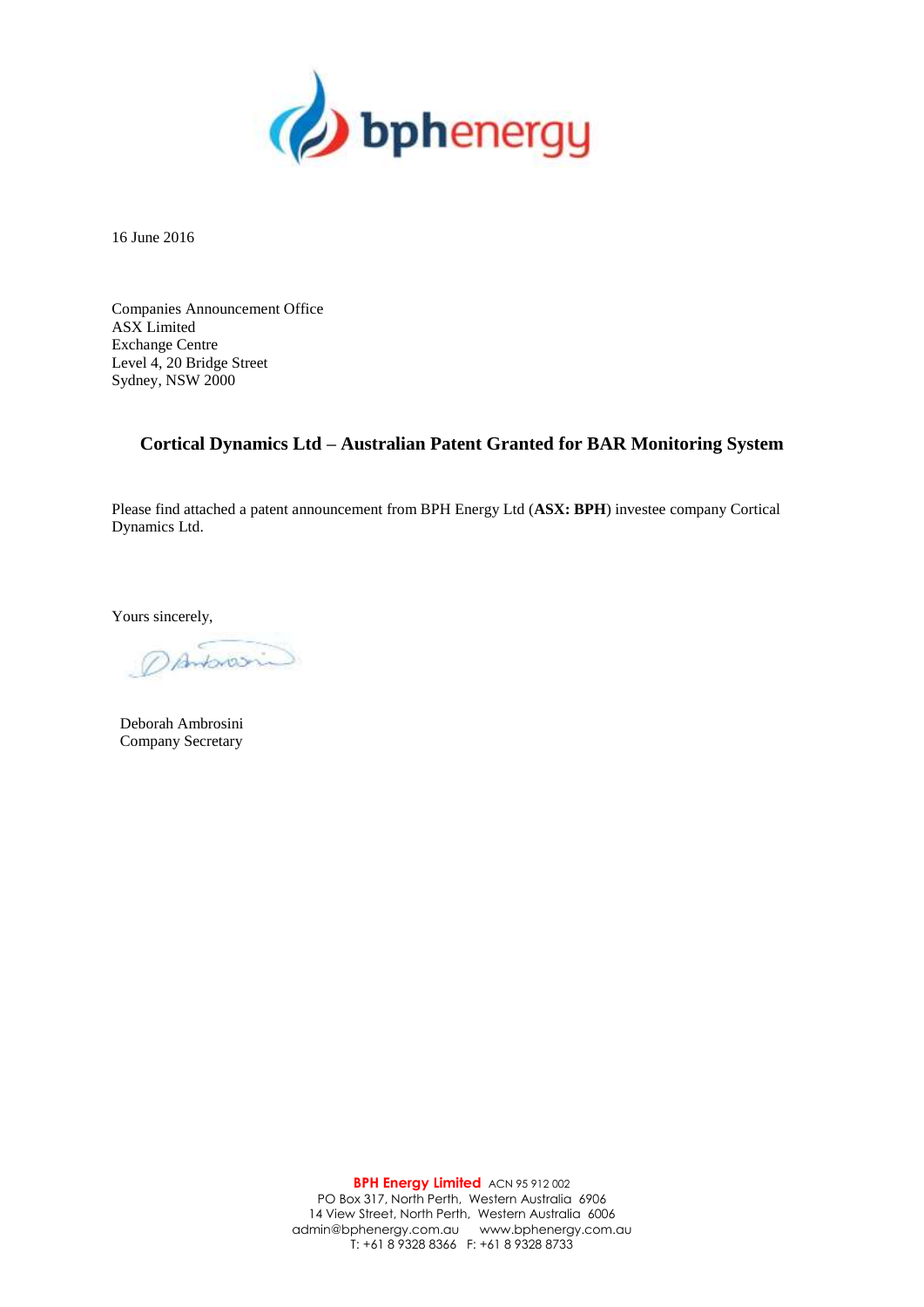16 June 2016

Companies Announcement Office
ASX Limited
Exchange Centre
Level 4, 20 Bridge Street
Sydney, NSW 2000

## Cortical Dynamics Ltd – Australian Patent Granted for BAR Monitoring System

Please find attached a patent announcement from BPH Energy Ltd (**ASX: BPH**) investee company Cortical Dynamics Ltd.

Yours sincerely,

Deborah Ambrosini
Company Secretary

**BPH Energy Limited** ACN 95 912 002
PO Box 317, North Perth, Western Australia 6906
14 View Street, North Perth, Western Australia 6006
admin@bphenergy.com.au www.bphenergy.com.au
T: +61 8 9328 8366 F: +61 8 9328 8733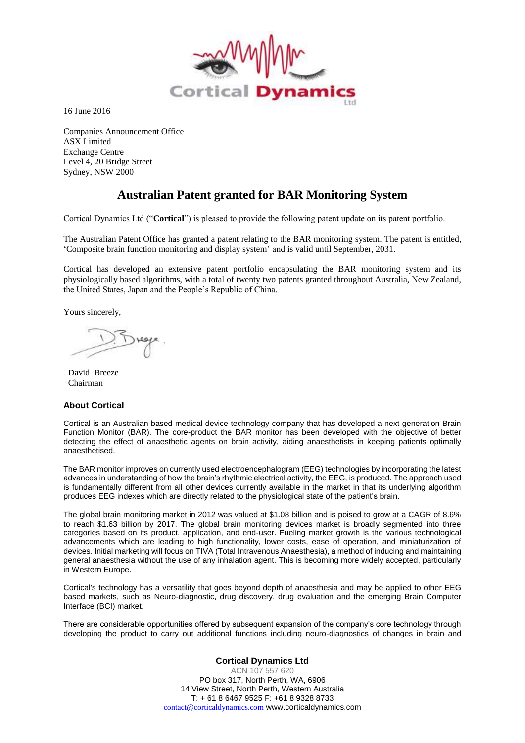16 June 2016

Companies Announcement Office
ASX Limited
Exchange Centre
Level 4, 20 Bridge Street
Sydney, NSW 2000

# Australian Patent granted for BAR Monitoring System

Cortical Dynamics Ltd ("**Cortical**") is pleased to provide the following patent update on its patent portfolio.

The Australian Patent Office has granted a patent relating to the BAR monitoring system. The patent is entitled, 'Composite brain function monitoring and display system' and is valid until September, 2031.

Cortical has developed an extensive patent portfolio encapsulating the BAR monitoring system and its physiologically based algorithms, with a total of twenty two patents granted throughout Australia, New Zealand, the United States, Japan and the People's Republic of China.

Yours sincerely,

David Breeze
Chairman

## About Cortical

Cortical is an Australian based medical device technology company that has developed a next generation Brain Function Monitor (BAR). The core-product the BAR monitor has been developed with the objective of better detecting the effect of anaesthetic agents on brain activity, aiding anaesthetists in keeping patients optimally anaesthetised.

The BAR monitor improves on currently used electroencephalogram (EEG) technologies by incorporating the latest advances in understanding of how the brain's rhythmic electrical activity, the EEG, is produced. The approach used is fundamentally different from all other devices currently available in the market in that its underlying algorithm produces EEG indexes which are directly related to the physiological state of the patient's brain.

The global brain monitoring market in 2012 was valued at $1.08 billion and is poised to grow at a CAGR of 8.6% to reach $1.63 billion by 2017. The global brain monitoring devices market is broadly segmented into three categories based on its product, application, and end-user. Fueling market growth is the various technological advancements which are leading to high functionality, lower costs, ease of operation, and miniaturization of devices. Initial marketing will focus on TIVA (Total Intravenous Anaesthesia), a method of inducing and maintaining general anaesthesia without the use of any inhalation agent. This is becoming more widely accepted, particularly in Western Europe.

Cortical's technology has a versatility that goes beyond depth of anaesthesia and may be applied to other EEG based markets, such as Neuro-diagnostic, drug discovery, drug evaluation and the emerging Brain Computer Interface (BCI) market.

There are considerable opportunities offered by subsequent expansion of the company's core technology through developing the product to carry out additional functions including neuro-diagnostics of changes in brain and

**Cortical Dynamics Ltd**
ACN 107 557 620
PO box 317, North Perth, WA, 6906
14 View Street, North Perth, Western Australia
T: + 61 8 6467 9525 F: +61 8 9328 8733
contact@corticaldynamics.com www.corticaldynamics.com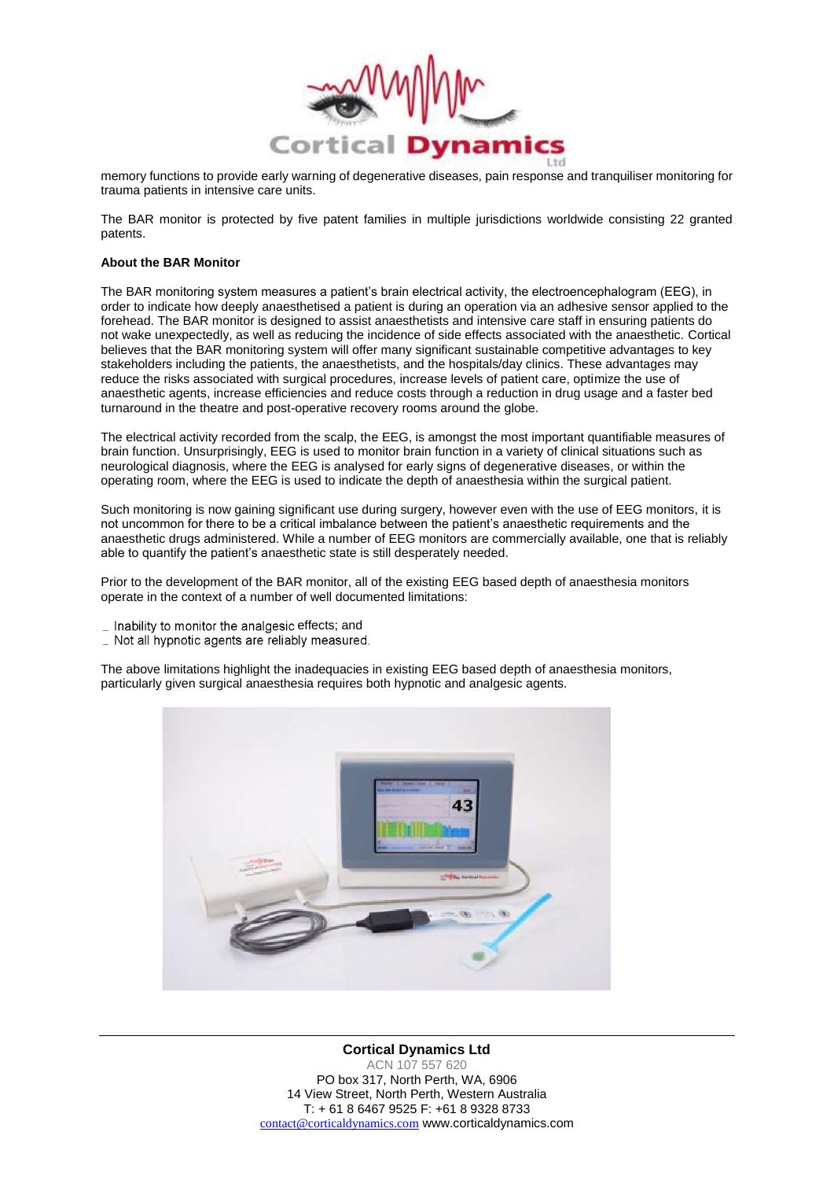memory functions to provide early warning of degenerative diseases, pain response and tranquiliser monitoring for trauma patients in intensive care units.

The BAR monitor is protected by five patent families in multiple jurisdictions worldwide consisting 22 granted patents.

**About the BAR Monitor**

The BAR monitoring system measures a patient's brain electrical activity, the electroencephalogram (EEG), in order to indicate how deeply anaesthetised a patient is during an operation via an adhesive sensor applied to the forehead. The BAR monitor is designed to assist anaesthetists and intensive care staff in ensuring patients do not wake unexpectedly, as well as reducing the incidence of side effects associated with the anaesthetic. Cortical believes that the BAR monitoring system will offer many significant sustainable competitive advantages to key stakeholders including the patients, the anaesthetists, and the hospitals/day clinics. These advantages may reduce the risks associated with surgical procedures, increase levels of patient care, optimize the use of anaesthetic agents, increase efficiencies and reduce costs through a reduction in drug usage and a faster bed turnaround in the theatre and post-operative recovery rooms around the globe.

The electrical activity recorded from the scalp, the EEG, is amongst the most important quantifiable measures of brain function. Unsurprisingly, EEG is used to monitor brain function in a variety of clinical situations such as neurological diagnosis, where the EEG is analysed for early signs of degenerative diseases, or within the operating room, where the EEG is used to indicate the depth of anaesthesia within the surgical patient.

Such monitoring is now gaining significant use during surgery, however even with the use of EEG monitors, it is not uncommon for there to be a critical imbalance between the patient's anaesthetic requirements and the anaesthetic drugs administered. While a number of EEG monitors are commercially available, one that is reliably able to quantify the patient's anaesthetic state is still desperately needed.

Prior to the development of the BAR monitor, all of the existing EEG based depth of anaesthesia monitors operate in the context of a number of well documented limitations:

- Inability to monitor the analgesic effects; and
- Not all hypnotic agents are reliably measured.

The above limitations highlight the inadequacies in existing EEG based depth of anaesthesia monitors, particularly given surgical anaesthesia requires both hypnotic and analgesic agents.

**Cortical Dynamics Ltd**
ACN 107 557 620
PO box 317, North Perth, WA, 6906
14 View Street, North Perth, Western Australia
T: + 61 8 6467 9525 F: +61 8 9328 8733
contact@corticaldynamics.com www.corticaldynamics.com